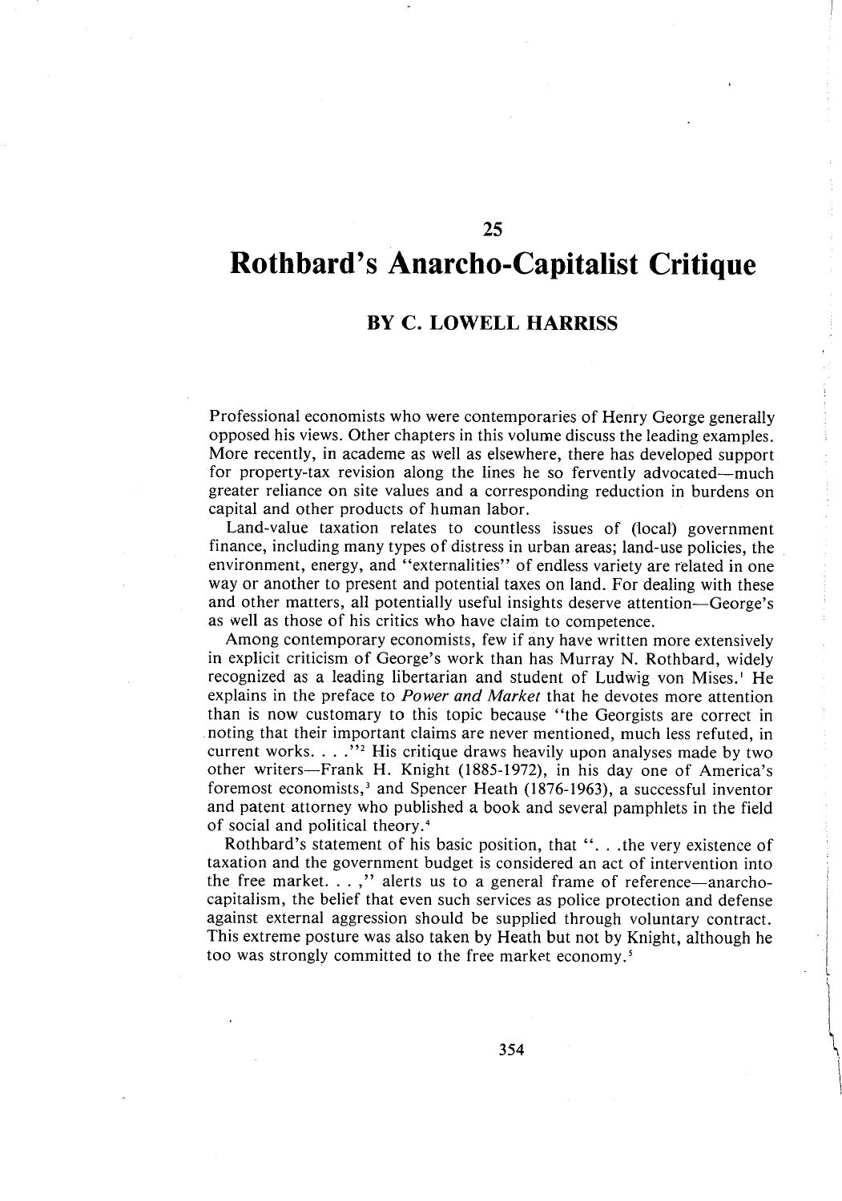25

# Rothbard's Anarcho-Capitalist Critique

## BY C. LOWELL HARRISS

Professional economists who were contemporaries of Henry George generally opposed his views. Other chapters in this volume discuss the leading examples. More recently, in academe as well as elsewhere, there has developed support for property-tax revision along the lines he so fervently advocated—much greater reliance on site values and a corresponding reduction in burdens on capital and other products of human labor.

Land-value taxation relates to countless issues of (local) government finance, including many types of distress in urban areas; land-use policies, the environment, energy, and "externalities" of endless variety are related in one way or another to present and potential taxes on land. For dealing with these and other matters, all potentially useful insights deserve attention—George's as well as those of his critics who have claim to competence.

Among contemporary economists, few if any have written more extensively in explicit criticism of George's work than has Murray N. Rothbard, widely recognized as a leading libertarian and student of Ludwig von Mises.[1] He explains in the preface to *Power and Market* that he devotes more attention than is now customary to this topic because "the Georgists are correct in noting that their important claims are never mentioned, much less refuted, in current works. . . ."[2] His critique draws heavily upon analyses made by two other writers—Frank H. Knight (1885-1972), in his day one of America's foremost economists,[3] and Spencer Heath (1876-1963), a successful inventor and patent attorney who published a book and several pamphlets in the field of social and political theory.[4]

Rothbard's statement of his basic position, that ". . .the very existence of taxation and the government budget is considered an act of intervention into the free market. . . ," alerts us to a general frame of reference—anarcho-capitalism, the belief that even such services as police protection and defense against external aggression should be supplied through voluntary contract. This extreme posture was also taken by Heath but not by Knight, although he too was strongly committed to the free market economy.[5]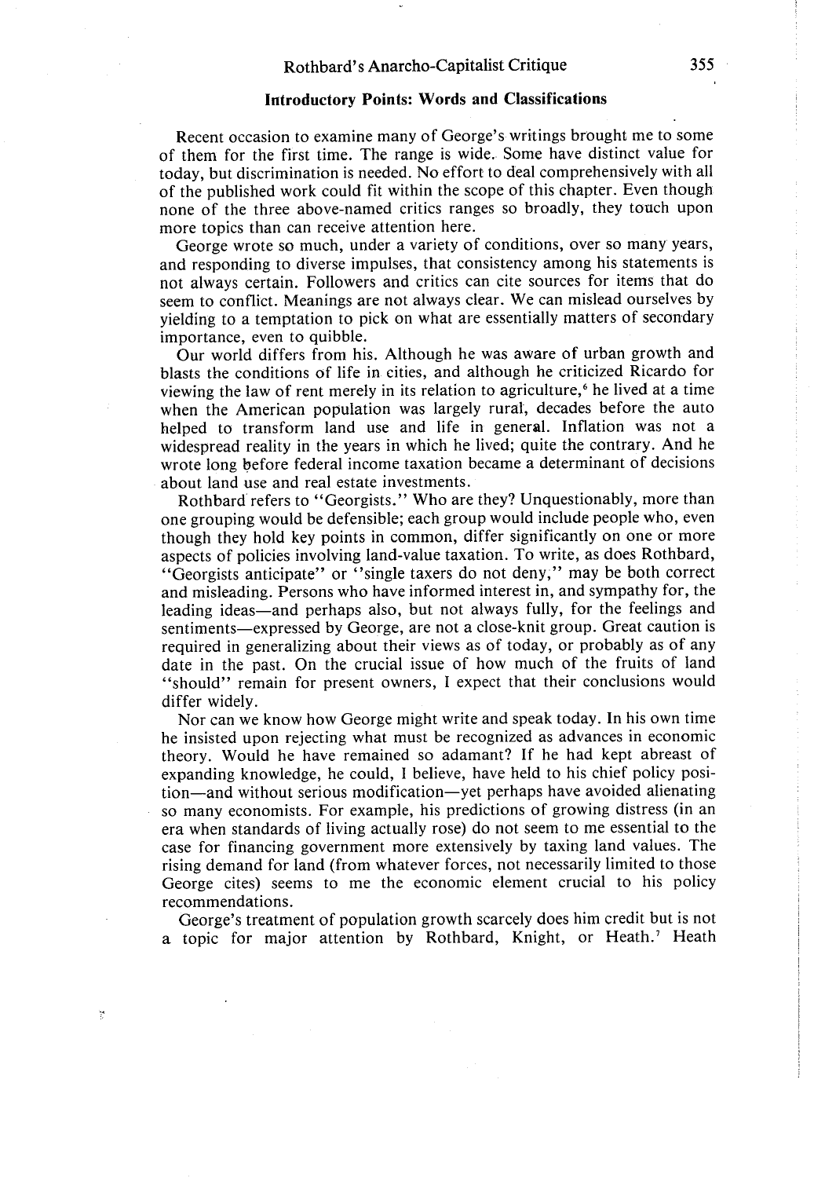## Introductory Points: Words and Classifications

Recent occasion to examine many of George's writings brought me to some of them for the first time. The range is wide. Some have distinct value for today, but discrimination is needed. No effort to deal comprehensively with all of the published work could fit within the scope of this chapter. Even though none of the three above-named critics ranges so broadly, they touch upon more topics than can receive attention here.

George wrote so much, under a variety of conditions, over so many years, and responding to diverse impulses, that consistency among his statements is not always certain. Followers and critics can cite sources for items that do seem to conflict. Meanings are not always clear. We can mislead ourselves by yielding to a temptation to pick on what are essentially matters of secondary importance, even to quibble.

Our world differs from his. Although he was aware of urban growth and blasts the conditions of life in cities, and although he criticized Ricardo for viewing the law of rent merely in its relation to agriculture,[6] he lived at a time when the American population was largely rural, decades before the auto helped to transform land use and life in general. Inflation was not a widespread reality in the years in which he lived; quite the contrary. And he wrote long before federal income taxation became a determinant of decisions about land use and real estate investments.

Rothbard refers to "Georgists." Who are they? Unquestionably, more than one grouping would be defensible; each group would include people who, even though they hold key points in common, differ significantly on one or more aspects of policies involving land-value taxation. To write, as does Rothbard, "Georgists anticipate" or "single taxers do not deny," may be both correct and misleading. Persons who have informed interest in, and sympathy for, the leading ideas—and perhaps also, but not always fully, for the feelings and sentiments—expressed by George, are not a close-knit group. Great caution is required in generalizing about their views as of today, or probably as of any date in the past. On the crucial issue of how much of the fruits of land "should" remain for present owners, I expect that their conclusions would differ widely.

Nor can we know how George might write and speak today. In his own time he insisted upon rejecting what must be recognized as advances in economic theory. Would he have remained so adamant? If he had kept abreast of expanding knowledge, he could, I believe, have held to his chief policy position—and without serious modification—yet perhaps have avoided alienating so many economists. For example, his predictions of growing distress (in an era when standards of living actually rose) do not seem to me essential to the case for financing government more extensively by taxing land values. The rising demand for land (from whatever forces, not necessarily limited to those George cites) seems to me the economic element crucial to his policy recommendations.

George's treatment of population growth scarcely does him credit but is not a topic for major attention by Rothbard, Knight, or Heath.[7] Heath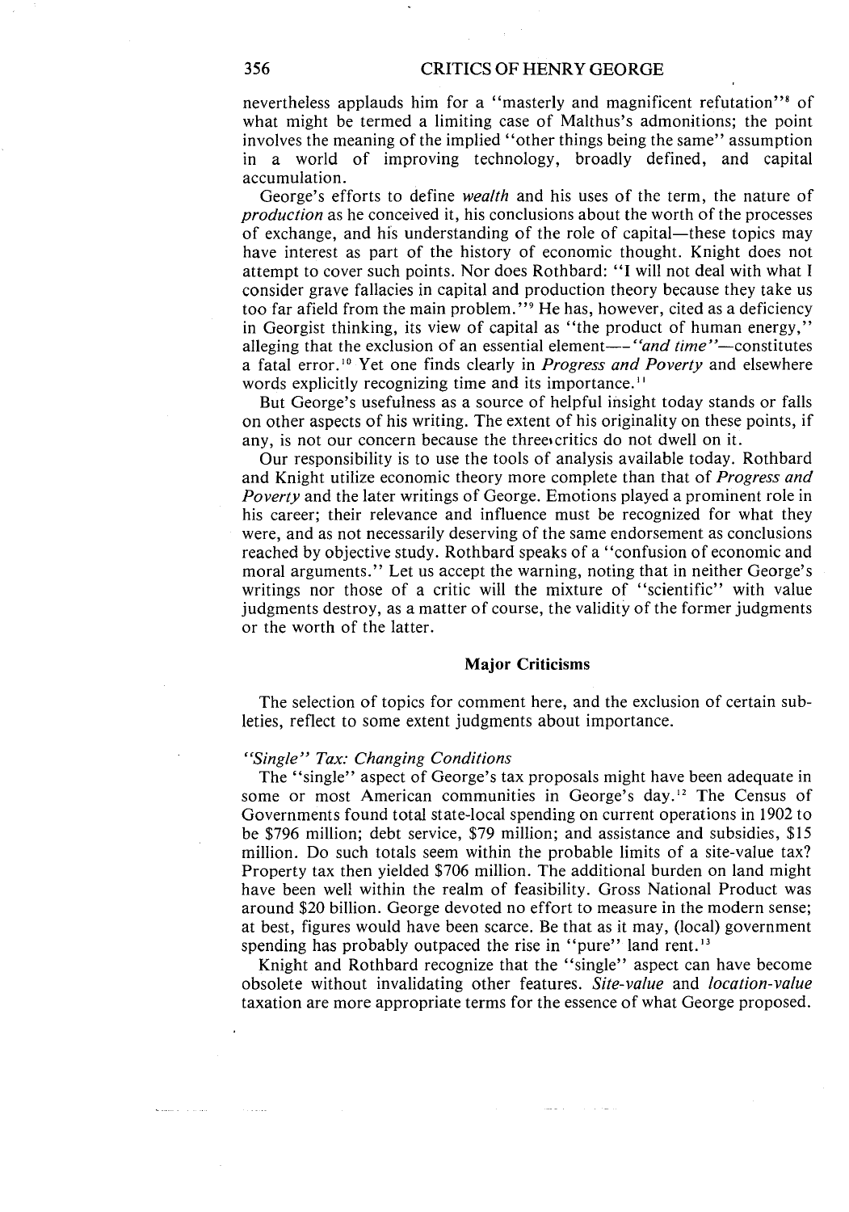nevertheless applauds him for a "masterly and magnificent refutation"[8] of what might be termed a limiting case of Malthus's admonitions; the point involves the meaning of the implied "other things being the same" assumption in a world of improving technology, broadly defined, and capital accumulation.

George's efforts to define *wealth* and his uses of the term, the nature of *production* as he conceived it, his conclusions about the worth of the processes of exchange, and his understanding of the role of capital—these topics may have interest as part of the history of economic thought. Knight does not attempt to cover such points. Nor does Rothbard: "I will not deal with what I consider grave fallacies in capital and production theory because they take us too far afield from the main problem."[9] He has, however, cited as a deficiency in Georgist thinking, its view of capital as "the product of human energy," alleging that the exclusion of an essential element—*"and time"*—constitutes a fatal error.[10] Yet one finds clearly in *Progress and Poverty* and elsewhere words explicitly recognizing time and its importance.[11]

But George's usefulness as a source of helpful insight today stands or falls on other aspects of his writing. The extent of his originality on these points, if any, is not our concern because the three critics do not dwell on it.

Our responsibility is to use the tools of analysis available today. Rothbard and Knight utilize economic theory more complete than that of *Progress and Poverty* and the later writings of George. Emotions played a prominent role in his career; their relevance and influence must be recognized for what they were, and as not necessarily deserving of the same endorsement as conclusions reached by objective study. Rothbard speaks of a "confusion of economic and moral arguments." Let us accept the warning, noting that in neither George's writings nor those of a critic will the mixture of "scientific" with value judgments destroy, as a matter of course, the validity of the former judgments or the worth of the latter.

## Major Criticisms

The selection of topics for comment here, and the exclusion of certain subleties, reflect to some extent judgments about importance.

### *"Single" Tax: Changing Conditions*

The "single" aspect of George's tax proposals might have been adequate in some or most American communities in George's day.[12] The Census of Governments found total state-local spending on current operations in 1902 to be $796 million; debt service, $79 million; and assistance and subsidies, $15 million. Do such totals seem within the probable limits of a site-value tax? Property tax then yielded $706 million. The additional burden on land might have been well within the realm of feasibility. Gross National Product was around $20 billion. George devoted no effort to measure in the modern sense; at best, figures would have been scarce. Be that as it may, (local) government spending has probably outpaced the rise in "pure" land rent.[13]

Knight and Rothbard recognize that the "single" aspect can have become obsolete without invalidating other features. *Site-value* and *location-value* taxation are more appropriate terms for the essence of what George proposed.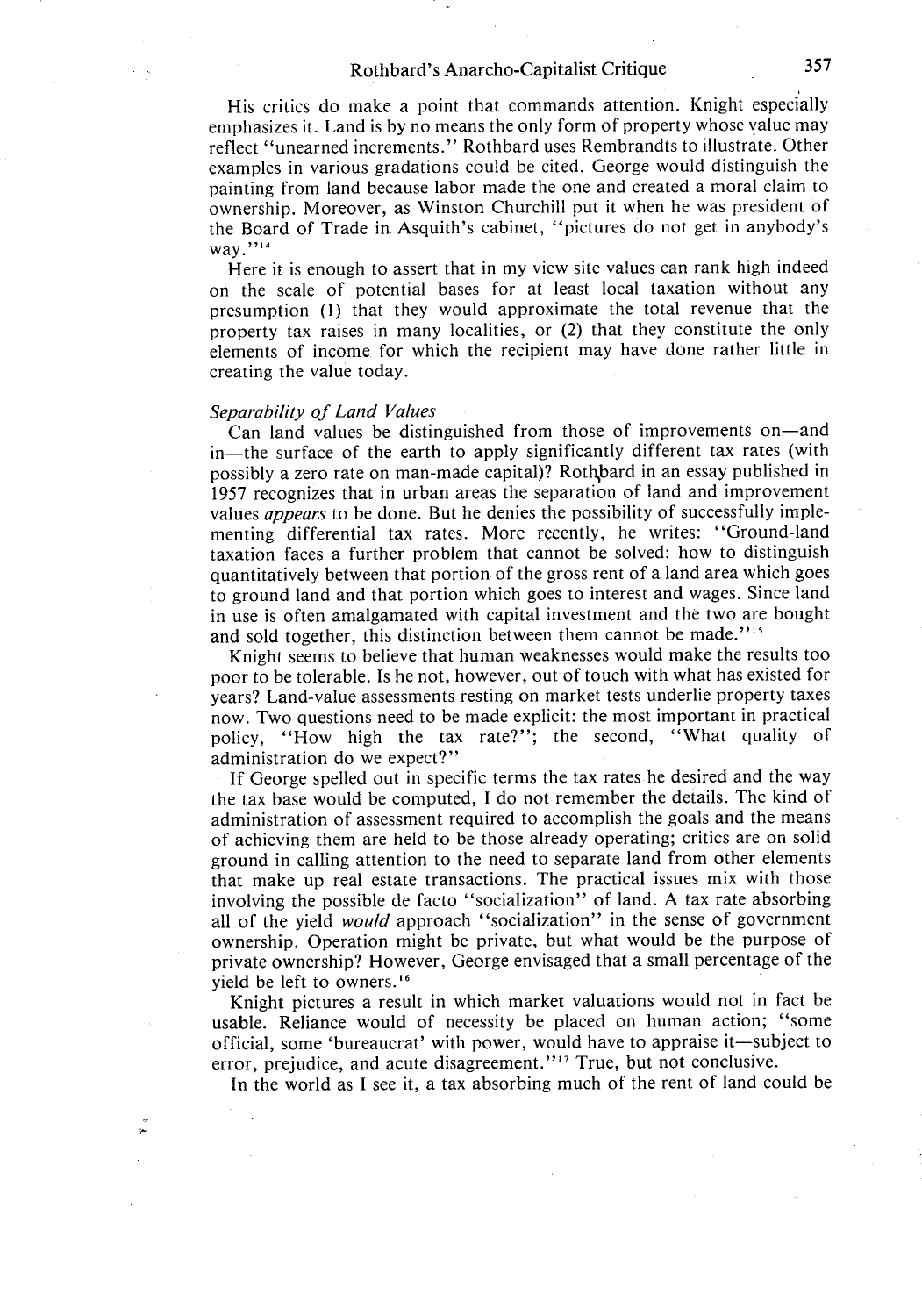His critics do make a point that commands attention. Knight especially emphasizes it. Land is by no means the only form of property whose value may reflect "unearned increments." Rothbard uses Rembrandts to illustrate. Other examples in various gradations could be cited. George would distinguish the painting from land because labor made the one and created a moral claim to ownership. Moreover, as Winston Churchill put it when he was president of the Board of Trade in Asquith's cabinet, "pictures do not get in anybody's way."[14]

Here it is enough to assert that in my view site values can rank high indeed on the scale of potential bases for at least local taxation without any presumption (1) that they would approximate the total revenue that the property tax raises in many localities, or (2) that they constitute the only elements of income for which the recipient may have done rather little in creating the value today.

*Separability of Land Values*

Can land values be distinguished from those of improvements on—and in—the surface of the earth to apply significantly different tax rates (with possibly a zero rate on man-made capital)? Rothbard in an essay published in 1957 recognizes that in urban areas the separation of land and improvement values *appears* to be done. But he denies the possibility of successfully implementing differential tax rates. More recently, he writes: "Ground-land taxation faces a further problem that cannot be solved: how to distinguish quantitatively between that portion of the gross rent of a land area which goes to ground land and that portion which goes to interest and wages. Since land in use is often amalgamated with capital investment and the two are bought and sold together, this distinction between them cannot be made."[15]

Knight seems to believe that human weaknesses would make the results too poor to be tolerable. Is he not, however, out of touch with what has existed for years? Land-value assessments resting on market tests underlie property taxes now. Two questions need to be made explicit: the most important in practical policy, "How high the tax rate?"; the second, "What quality of administration do we expect?"

If George spelled out in specific terms the tax rates he desired and the way the tax base would be computed, I do not remember the details. The kind of administration of assessment required to accomplish the goals and the means of achieving them are held to be those already operating; critics are on solid ground in calling attention to the need to separate land from other elements that make up real estate transactions. The practical issues mix with those involving the possible de facto "socialization" of land. A tax rate absorbing all of the yield *would* approach "socialization" in the sense of government ownership. Operation might be private, but what would be the purpose of private ownership? However, George envisaged that a small percentage of the yield be left to owners.[16]

Knight pictures a result in which market valuations would not in fact be usable. Reliance would of necessity be placed on human action; "some official, some 'bureaucrat' with power, would have to appraise it—subject to error, prejudice, and acute disagreement."[17] True, but not conclusive.

In the world as I see it, a tax absorbing much of the rent of land could be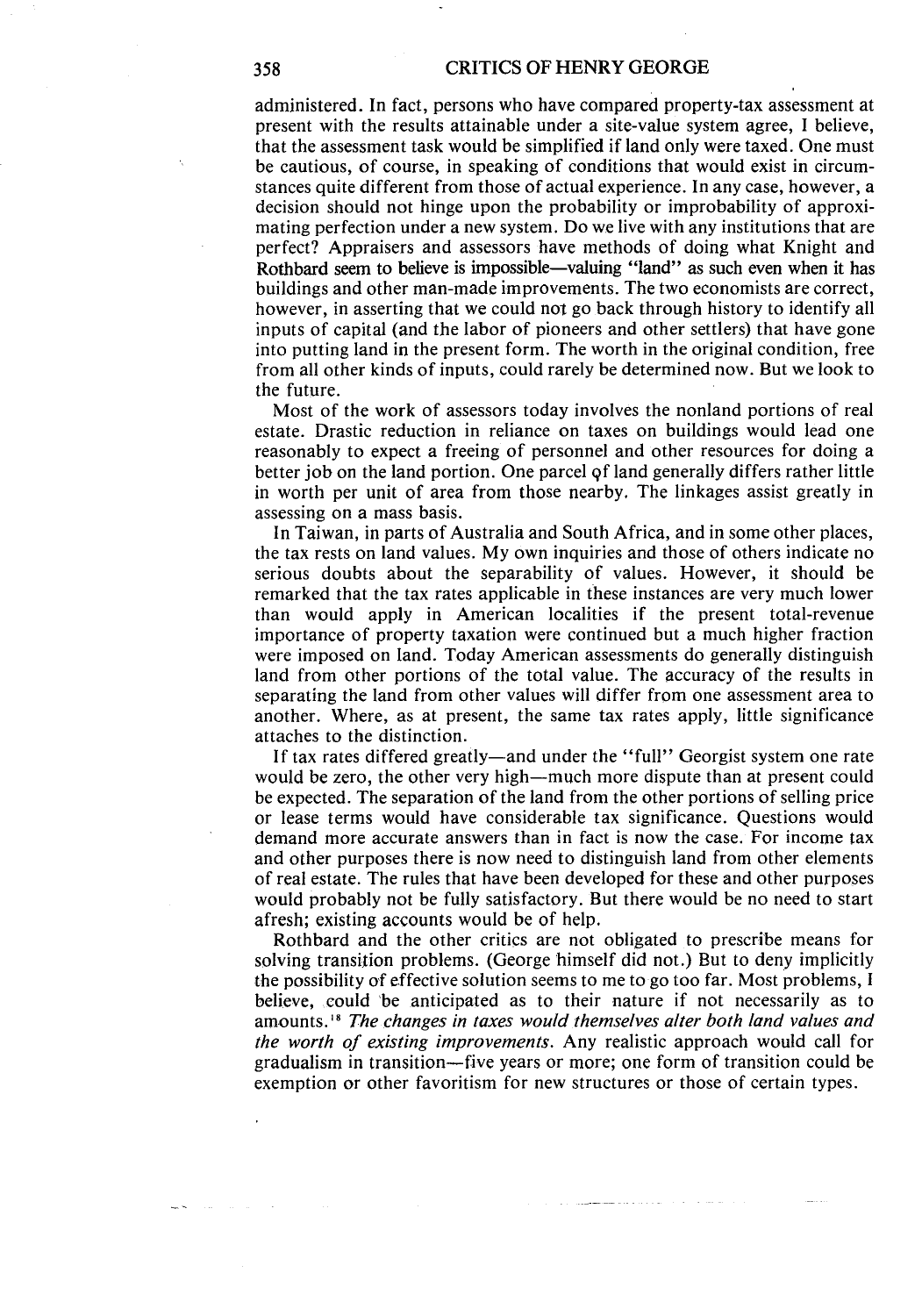administered. In fact, persons who have compared property-tax assessment at present with the results attainable under a site-value system agree, I believe, that the assessment task would be simplified if land only were taxed. One must be cautious, of course, in speaking of conditions that would exist in circumstances quite different from those of actual experience. In any case, however, a decision should not hinge upon the probability or improbability of approximating perfection under a new system. Do we live with any institutions that are perfect? Appraisers and assessors have methods of doing what Knight and Rothbard seem to believe is impossible—valuing "land" as such even when it has buildings and other man-made improvements. The two economists are correct, however, in asserting that we could not go back through history to identify all inputs of capital (and the labor of pioneers and other settlers) that have gone into putting land in the present form. The worth in the original condition, free from all other kinds of inputs, could rarely be determined now. But we look to the future.

Most of the work of assessors today involves the nonland portions of real estate. Drastic reduction in reliance on taxes on buildings would lead one reasonably to expect a freeing of personnel and other resources for doing a better job on the land portion. One parcel of land generally differs rather little in worth per unit of area from those nearby. The linkages assist greatly in assessing on a mass basis.

In Taiwan, in parts of Australia and South Africa, and in some other places, the tax rests on land values. My own inquiries and those of others indicate no serious doubts about the separability of values. However, it should be remarked that the tax rates applicable in these instances are very much lower than would apply in American localities if the present total-revenue importance of property taxation were continued but a much higher fraction were imposed on land. Today American assessments do generally distinguish land from other portions of the total value. The accuracy of the results in separating the land from other values will differ from one assessment area to another. Where, as at present, the same tax rates apply, little significance attaches to the distinction.

If tax rates differed greatly—and under the "full" Georgist system one rate would be zero, the other very high—much more dispute than at present could be expected. The separation of the land from the other portions of selling price or lease terms would have considerable tax significance. Questions would demand more accurate answers than in fact is now the case. For income tax and other purposes there is now need to distinguish land from other elements of real estate. The rules that have been developed for these and other purposes would probably not be fully satisfactory. But there would be no need to start afresh; existing accounts would be of help.

Rothbard and the other critics are not obligated to prescribe means for solving transition problems. (George himself did not.) But to deny implicitly the possibility of effective solution seems to me to go too far. Most problems, I believe, could be anticipated as to their nature if not necessarily as to amounts.[18] *The changes in taxes would themselves alter both land values and the worth of existing improvements.* Any realistic approach would call for gradualism in transition—five years or more; one form of transition could be exemption or other favoritism for new structures or those of certain types.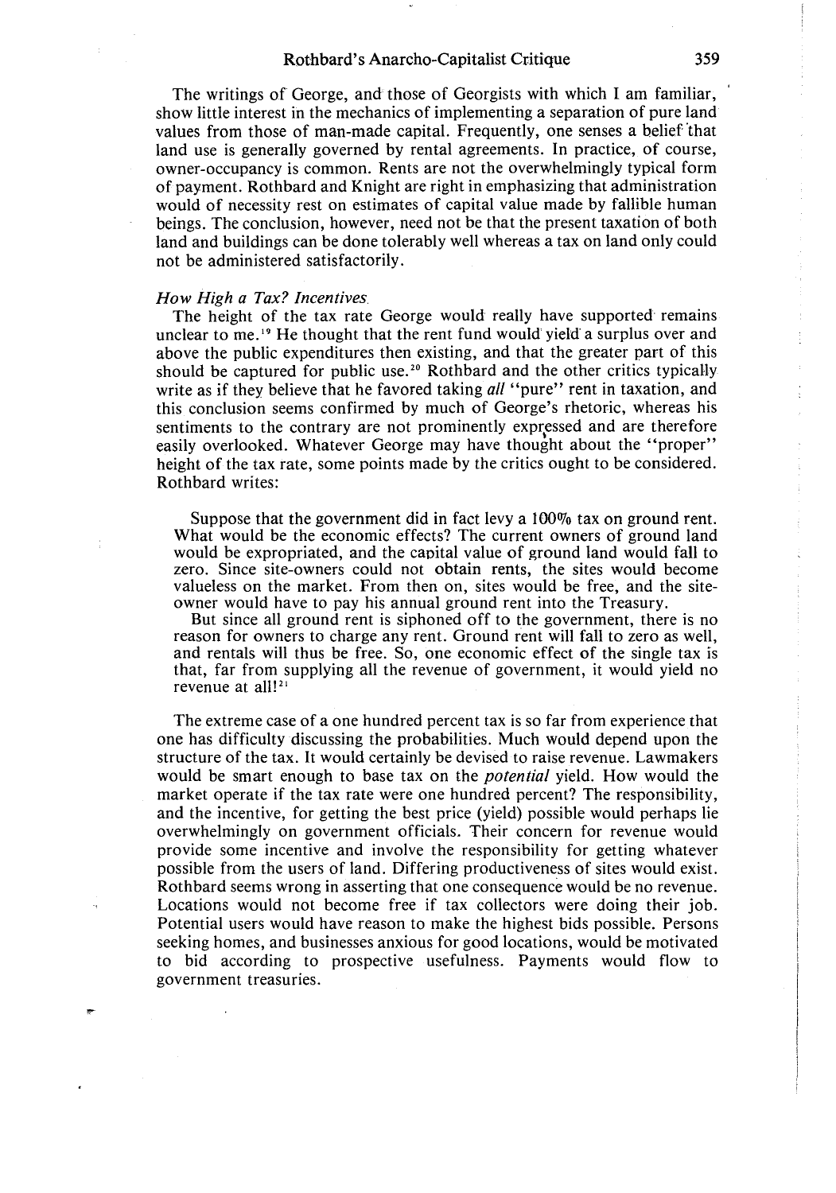The writings of George, and those of Georgists with which I am familiar, show little interest in the mechanics of implementing a separation of pure land values from those of man-made capital. Frequently, one senses a belief that land use is generally governed by rental agreements. In practice, of course, owner-occupancy is common. Rents are not the overwhelmingly typical form of payment. Rothbard and Knight are right in emphasizing that administration would of necessity rest on estimates of capital value made by fallible human beings. The conclusion, however, need not be that the present taxation of both land and buildings can be done tolerably well whereas a tax on land only could not be administered satisfactorily.

*How High a Tax? Incentives.*

The height of the tax rate George would really have supported remains unclear to me.[19] He thought that the rent fund would yield a surplus over and above the public expenditures then existing, and that the greater part of this should be captured for public use.[20] Rothbard and the other critics typically write as if they believe that he favored taking *all* "pure" rent in taxation, and this conclusion seems confirmed by much of George's rhetoric, whereas his sentiments to the contrary are not prominently expressed and are therefore easily overlooked. Whatever George may have thought about the "proper" height of the tax rate, some points made by the critics ought to be considered. Rothbard writes:

> Suppose that the government did in fact levy a 100% tax on ground rent. What would be the economic effects? The current owners of ground land would be expropriated, and the capital value of ground land would fall to zero. Since site-owners could not obtain rents, the sites would become valueless on the market. From then on, sites would be free, and the site-owner would have to pay his annual ground rent into the Treasury.
>
> But since all ground rent is siphoned off to the government, there is no reason for owners to charge any rent. Ground rent will fall to zero as well, and rentals will thus be free. So, one economic effect of the single tax is that, far from supplying all the revenue of government, it would yield no revenue at all![21]

The extreme case of a one hundred percent tax is so far from experience that one has difficulty discussing the probabilities. Much would depend upon the structure of the tax. It would certainly be devised to raise revenue. Lawmakers would be smart enough to base tax on the *potential* yield. How would the market operate if the tax rate were one hundred percent? The responsibility, and the incentive, for getting the best price (yield) possible would perhaps lie overwhelmingly on government officials. Their concern for revenue would provide some incentive and involve the responsibility for getting whatever possible from the users of land. Differing productiveness of sites would exist. Rothbard seems wrong in asserting that one consequence would be no revenue. Locations would not become free if tax collectors were doing their job. Potential users would have reason to make the highest bids possible. Persons seeking homes, and businesses anxious for good locations, would be motivated to bid according to prospective usefulness. Payments would flow to government treasuries.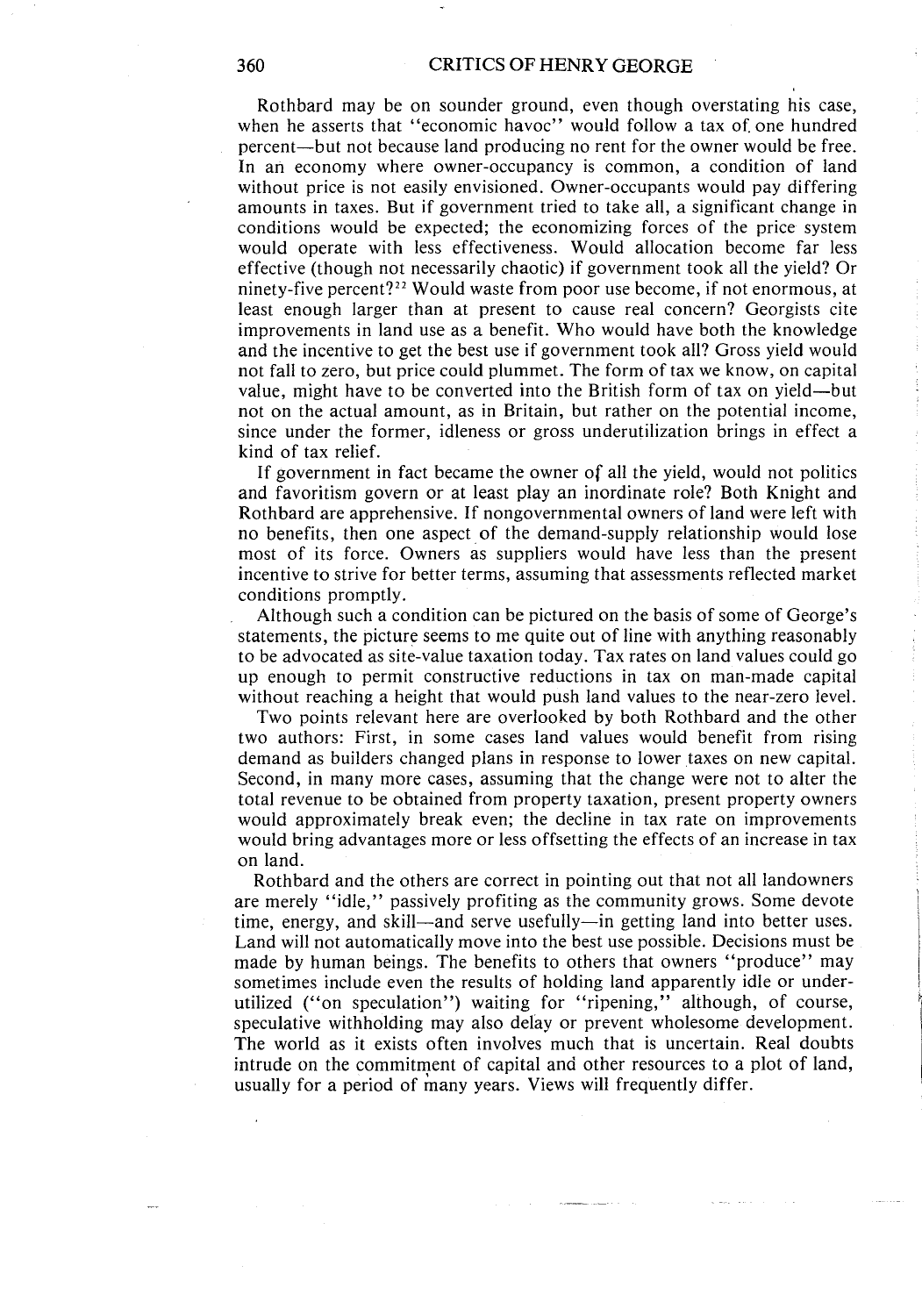Rothbard may be on sounder ground, even though overstating his case, when he asserts that "economic havoc" would follow a tax of one hundred percent—but not because land producing no rent for the owner would be free. In an economy where owner-occupancy is common, a condition of land without price is not easily envisioned. Owner-occupants would pay differing amounts in taxes. But if government tried to take all, a significant change in conditions would be expected; the economizing forces of the price system would operate with less effectiveness. Would allocation become far less effective (though not necessarily chaotic) if government took all the yield? Or ninety-five percent?[22] Would waste from poor use become, if not enormous, at least enough larger than at present to cause real concern? Georgists cite improvements in land use as a benefit. Who would have both the knowledge and the incentive to get the best use if government took all? Gross yield would not fall to zero, but price could plummet. The form of tax we know, on capital value, might have to be converted into the British form of tax on yield—but not on the actual amount, as in Britain, but rather on the potential income, since under the former, idleness or gross underutilization brings in effect a kind of tax relief.

If government in fact became the owner of all the yield, would not politics and favoritism govern or at least play an inordinate role? Both Knight and Rothbard are apprehensive. If nongovernmental owners of land were left with no benefits, then one aspect of the demand-supply relationship would lose most of its force. Owners as suppliers would have less than the present incentive to strive for better terms, assuming that assessments reflected market conditions promptly.

Although such a condition can be pictured on the basis of some of George's statements, the picture seems to me quite out of line with anything reasonably to be advocated as site-value taxation today. Tax rates on land values could go up enough to permit constructive reductions in tax on man-made capital without reaching a height that would push land values to the near-zero level.

Two points relevant here are overlooked by both Rothbard and the other two authors: First, in some cases land values would benefit from rising demand as builders changed plans in response to lower taxes on new capital. Second, in many more cases, assuming that the change were not to alter the total revenue to be obtained from property taxation, present property owners would approximately break even; the decline in tax rate on improvements would bring advantages more or less offsetting the effects of an increase in tax on land.

Rothbard and the others are correct in pointing out that not all landowners are merely "idle," passively profiting as the community grows. Some devote time, energy, and skill—and serve usefully—in getting land into better uses. Land will not automatically move into the best use possible. Decisions must be made by human beings. The benefits to others that owners "produce" may sometimes include even the results of holding land apparently idle or underutilized ("on speculation") waiting for "ripening," although, of course, speculative withholding may also delay or prevent wholesome development. The world as it exists often involves much that is uncertain. Real doubts intrude on the commitment of capital and other resources to a plot of land, usually for a period of many years. Views will frequently differ.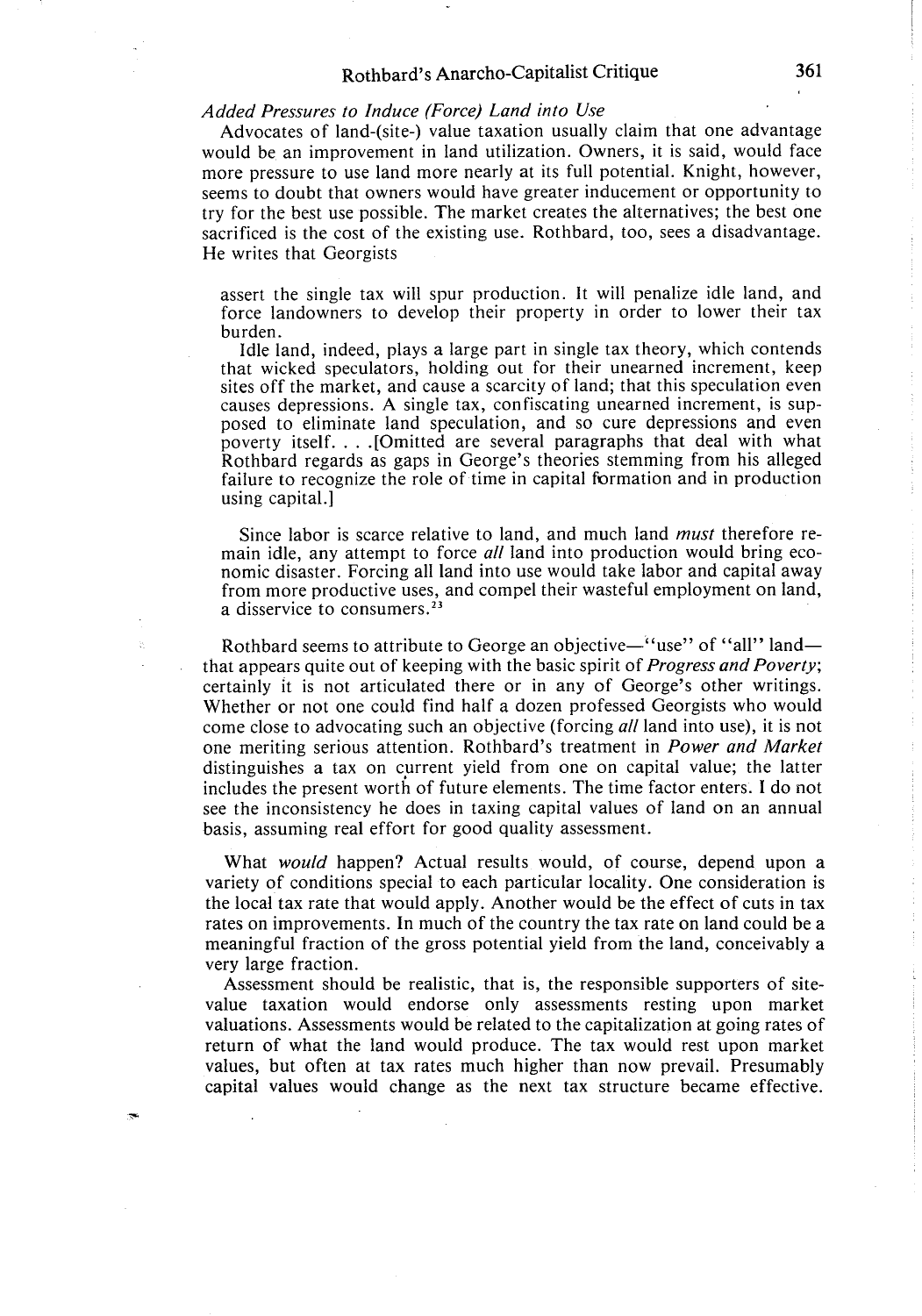### *Added Pressures to Induce (Force) Land into Use*

Advocates of land-(site-) value taxation usually claim that one advantage would be an improvement in land utilization. Owners, it is said, would face more pressure to use land more nearly at its full potential. Knight, however, seems to doubt that owners would have greater inducement or opportunity to try for the best use possible. The market creates the alternatives; the best one sacrificed is the cost of the existing use. Rothbard, too, sees a disadvantage. He writes that Georgists

> assert the single tax will spur production. It will penalize idle land, and force landowners to develop their property in order to lower their tax burden.
>
> Idle land, indeed, plays a large part in single tax theory, which contends that wicked speculators, holding out for their unearned increment, keep sites off the market, and cause a scarcity of land; that this speculation even causes depressions. A single tax, confiscating unearned increment, is supposed to eliminate land speculation, and so cure depressions and even poverty itself. . . .[Omitted are several paragraphs that deal with what Rothbard regards as gaps in George's theories stemming from his alleged failure to recognize the role of time in capital formation and in production using capital.]
>
> Since labor is scarce relative to land, and much land *must* therefore remain idle, any attempt to force *all* land into production would bring economic disaster. Forcing all land into use would take labor and capital away from more productive uses, and compel their wasteful employment on land, a disservice to consumers.[23]

Rothbard seems to attribute to George an objective—"use" of "all" land—that appears quite out of keeping with the basic spirit of *Progress and Poverty*; certainly it is not articulated there or in any of George's other writings. Whether or not one could find half a dozen professed Georgists who would come close to advocating such an objective (forcing *all* land into use), it is not one meriting serious attention. Rothbard's treatment in *Power and Market* distinguishes a tax on current yield from one on capital value; the latter includes the present worth of future elements. The time factor enters. I do not see the inconsistency he does in taxing capital values of land on an annual basis, assuming real effort for good quality assessment.

What *would* happen? Actual results would, of course, depend upon a variety of conditions special to each particular locality. One consideration is the local tax rate that would apply. Another would be the effect of cuts in tax rates on improvements. In much of the country the tax rate on land could be a meaningful fraction of the gross potential yield from the land, conceivably a very large fraction.

Assessment should be realistic, that is, the responsible supporters of site-value taxation would endorse only assessments resting upon market valuations. Assessments would be related to the capitalization at going rates of return of what the land would produce. The tax would rest upon market values, but often at tax rates much higher than now prevail. Presumably capital values would change as the next tax structure became effective.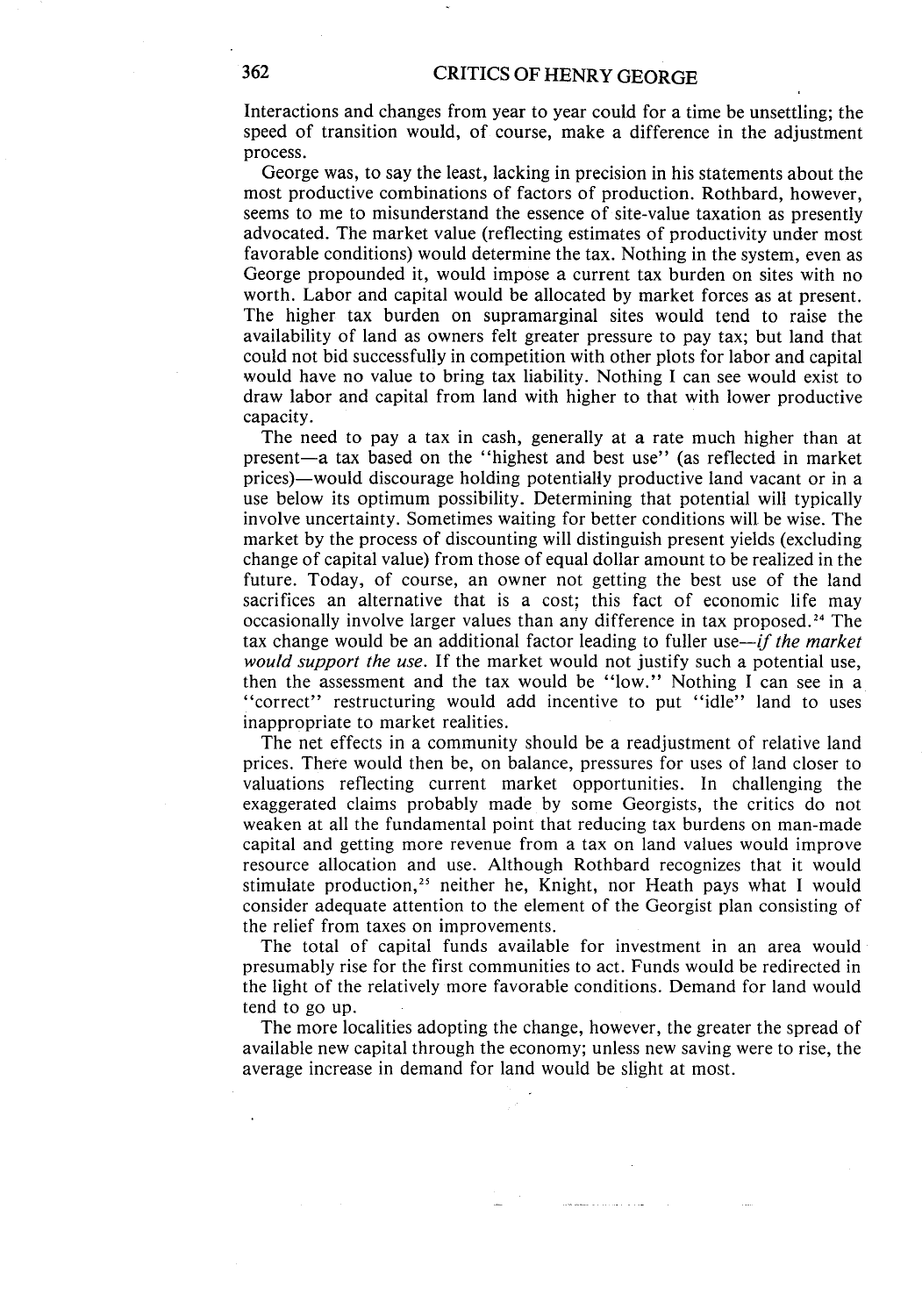Interactions and changes from year to year could for a time be unsettling; the speed of transition would, of course, make a difference in the adjustment process.

George was, to say the least, lacking in precision in his statements about the most productive combinations of factors of production. Rothbard, however, seems to me to misunderstand the essence of site-value taxation as presently advocated. The market value (reflecting estimates of productivity under most favorable conditions) would determine the tax. Nothing in the system, even as George propounded it, would impose a current tax burden on sites with no worth. Labor and capital would be allocated by market forces as at present. The higher tax burden on supramarginal sites would tend to raise the availability of land as owners felt greater pressure to pay tax; but land that could not bid successfully in competition with other plots for labor and capital would have no value to bring tax liability. Nothing I can see would exist to draw labor and capital from land with higher to that with lower productive capacity.

The need to pay a tax in cash, generally at a rate much higher than at present—a tax based on the "highest and best use" (as reflected in market prices)—would discourage holding potentially productive land vacant or in a use below its optimum possibility. Determining that potential will typically involve uncertainty. Sometimes waiting for better conditions will be wise. The market by the process of discounting will distinguish present yields (excluding change of capital value) from those of equal dollar amount to be realized in the future. Today, of course, an owner not getting the best use of the land sacrifices an alternative that is a cost; this fact of economic life may occasionally involve larger values than any difference in tax proposed.[24] The tax change would be an additional factor leading to fuller use—*if the market would support the use.* If the market would not justify such a potential use, then the assessment and the tax would be "low." Nothing I can see in a "correct" restructuring would add incentive to put "idle" land to uses inappropriate to market realities.

The net effects in a community should be a readjustment of relative land prices. There would then be, on balance, pressures for uses of land closer to valuations reflecting current market opportunities. In challenging the exaggerated claims probably made by some Georgists, the critics do not weaken at all the fundamental point that reducing tax burdens on man-made capital and getting more revenue from a tax on land values would improve resource allocation and use. Although Rothbard recognizes that it would stimulate production,[25] neither he, Knight, nor Heath pays what I would consider adequate attention to the element of the Georgist plan consisting of the relief from taxes on improvements.

The total of capital funds available for investment in an area would presumably rise for the first communities to act. Funds would be redirected in the light of the relatively more favorable conditions. Demand for land would tend to go up.

The more localities adopting the change, however, the greater the spread of available new capital through the economy; unless new saving were to rise, the average increase in demand for land would be slight at most.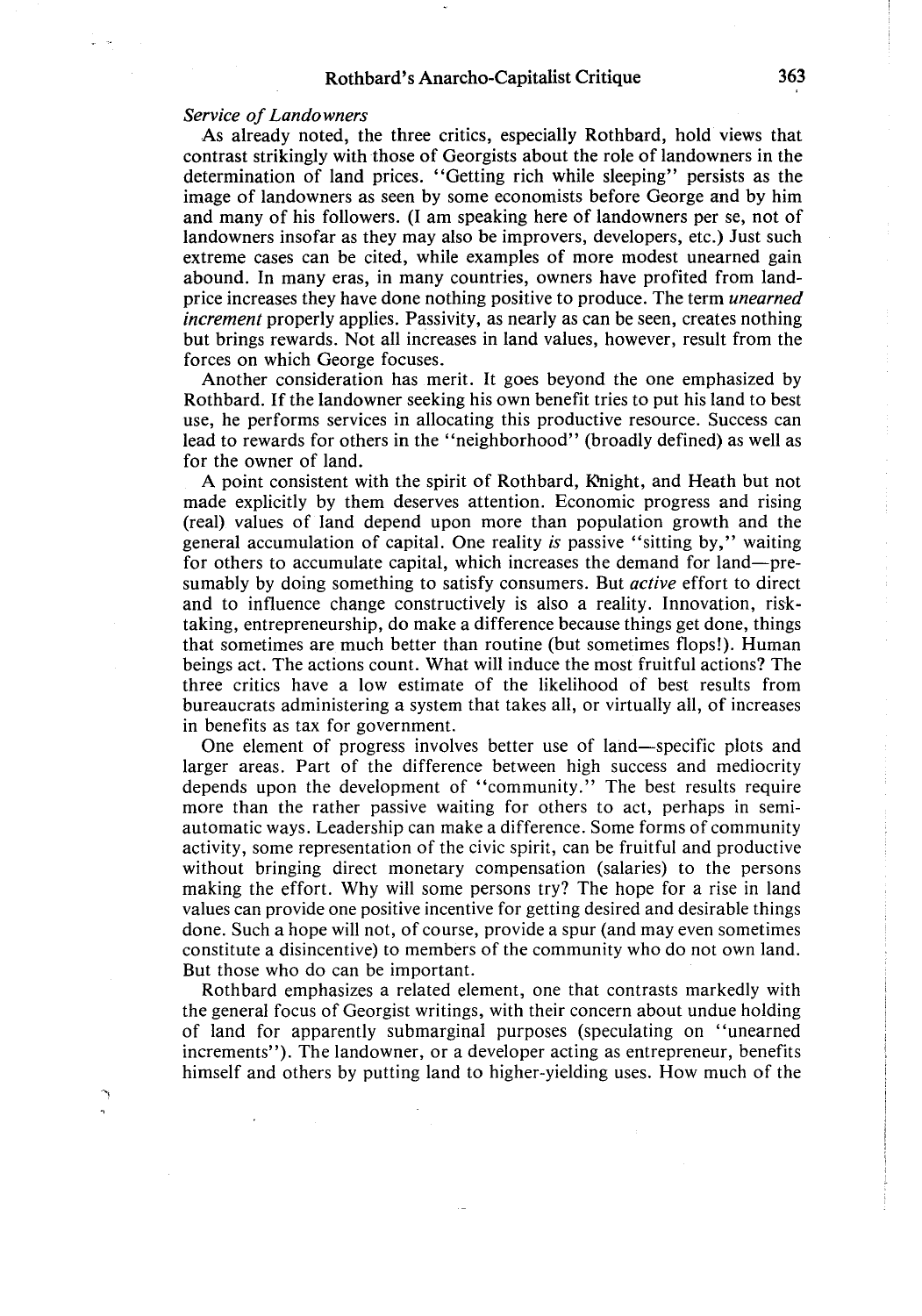*Service of Landowners*

As already noted, the three critics, especially Rothbard, hold views that contrast strikingly with those of Georgists about the role of landowners in the determination of land prices. "Getting rich while sleeping" persists as the image of landowners as seen by some economists before George and by him and many of his followers. (I am speaking here of landowners per se, not of landowners insofar as they may also be improvers, developers, etc.) Just such extreme cases can be cited, while examples of more modest unearned gain abound. In many eras, in many countries, owners have profited from land-price increases they have done nothing positive to produce. The term *unearned increment* properly applies. Passivity, as nearly as can be seen, creates nothing but brings rewards. Not all increases in land values, however, result from the forces on which George focuses.

Another consideration has merit. It goes beyond the one emphasized by Rothbard. If the landowner seeking his own benefit tries to put his land to best use, he performs services in allocating this productive resource. Success can lead to rewards for others in the "neighborhood" (broadly defined) as well as for the owner of land.

A point consistent with the spirit of Rothbard, Knight, and Heath but not made explicitly by them deserves attention. Economic progress and rising (real) values of land depend upon more than population growth and the general accumulation of capital. One reality *is* passive "sitting by," waiting for others to accumulate capital, which increases the demand for land—presumably by doing something to satisfy consumers. But *active* effort to direct and to influence change constructively is also a reality. Innovation, risk-taking, entrepreneurship, do make a difference because things get done, things that sometimes are much better than routine (but sometimes flops!). Human beings act. The actions count. What will induce the most fruitful actions? The three critics have a low estimate of the likelihood of best results from bureaucrats administering a system that takes all, or virtually all, of increases in benefits as tax for government.

One element of progress involves better use of land—specific plots and larger areas. Part of the difference between high success and mediocrity depends upon the development of "community." The best results require more than the rather passive waiting for others to act, perhaps in semi-automatic ways. Leadership can make a difference. Some forms of community activity, some representation of the civic spirit, can be fruitful and productive without bringing direct monetary compensation (salaries) to the persons making the effort. Why will some persons try? The hope for a rise in land values can provide one positive incentive for getting desired and desirable things done. Such a hope will not, of course, provide a spur (and may even sometimes constitute a disincentive) to members of the community who do not own land. But those who do can be important.

Rothbard emphasizes a related element, one that contrasts markedly with the general focus of Georgist writings, with their concern about undue holding of land for apparently submarginal purposes (speculating on "unearned increments"). The landowner, or a developer acting as entrepreneur, benefits himself and others by putting land to higher-yielding uses. How much of the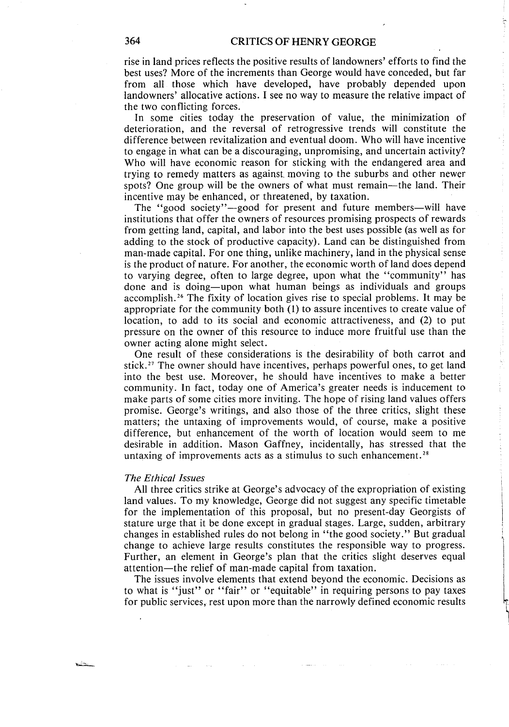rise in land prices reflects the positive results of landowners' efforts to find the best uses? More of the increments than George would have conceded, but far from all those which have developed, have probably depended upon landowners' allocative actions. I see no way to measure the relative impact of the two conflicting forces.

In some cities today the preservation of value, the minimization of deterioration, and the reversal of retrogressive trends will constitute the difference between revitalization and eventual doom. Who will have incentive to engage in what can be a discouraging, unpromising, and uncertain activity? Who will have economic reason for sticking with the endangered area and trying to remedy matters as against moving to the suburbs and other newer spots? One group will be the owners of what must remain—the land. Their incentive may be enhanced, or threatened, by taxation.

The "good society"—good for present and future members—will have institutions that offer the owners of resources promising prospects of rewards from getting land, capital, and labor into the best uses possible (as well as for adding to the stock of productive capacity). Land can be distinguished from man-made capital. For one thing, unlike machinery, land in the physical sense is the product of nature. For another, the economic worth of land does depend to varying degree, often to large degree, upon what the "community" has done and is doing—upon what human beings as individuals and groups accomplish.[26] The fixity of location gives rise to special problems. It may be appropriate for the community both (1) to assure incentives to create value of location, to add to its social and economic attractiveness, and (2) to put pressure on the owner of this resource to induce more fruitful use than the owner acting alone might select.

One result of these considerations is the desirability of both carrot and stick.[27] The owner should have incentives, perhaps powerful ones, to get land into the best use. Moreover, he should have incentives to make a better community. In fact, today one of America's greater needs is inducement to make parts of some cities more inviting. The hope of rising land values offers promise. George's writings, and also those of the three critics, slight these matters; the untaxing of improvements would, of course, make a positive difference, but enhancement of the worth of location would seem to me desirable in addition. Mason Gaffney, incidentally, has stressed that the untaxing of improvements acts as a stimulus to such enhancement.[28]

### *The Ethical Issues*

All three critics strike at George's advocacy of the expropriation of existing land values. To my knowledge, George did not suggest any specific timetable for the implementation of this proposal, but no present-day Georgists of stature urge that it be done except in gradual stages. Large, sudden, arbitrary changes in established rules do not belong in "the good society." But gradual change to achieve large results constitutes the responsible way to progress. Further, an element in George's plan that the critics slight deserves equal attention—the relief of man-made capital from taxation.

The issues involve elements that extend beyond the economic. Decisions as to what is "just" or "fair" or "equitable" in requiring persons to pay taxes for public services, rest upon more than the narrowly defined economic results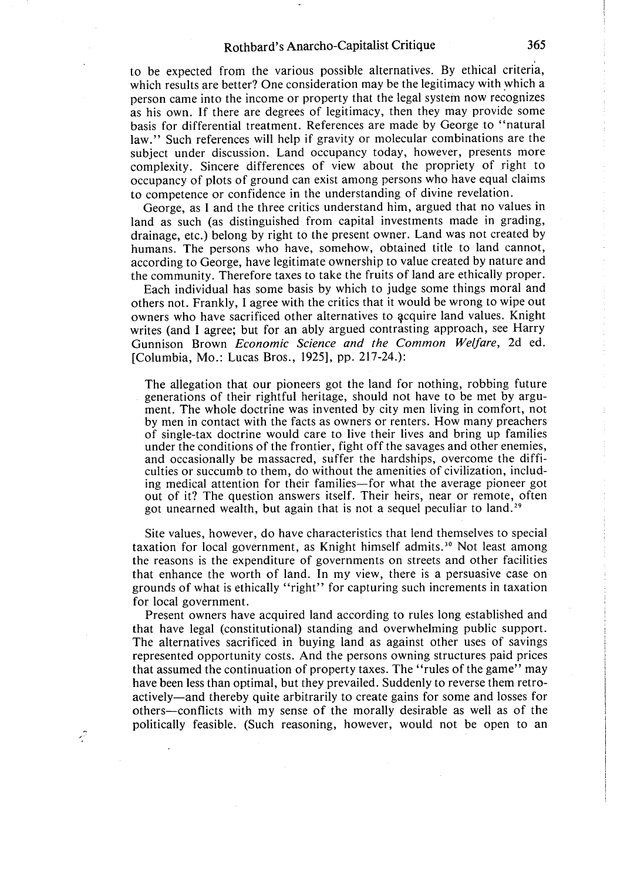to be expected from the various possible alternatives. By ethical criteria, which results are better? One consideration may be the legitimacy with which a person came into the income or property that the legal system now recognizes as his own. If there are degrees of legitimacy, then they may provide some basis for differential treatment. References are made by George to "natural law." Such references will help if gravity or molecular combinations are the subject under discussion. Land occupancy today, however, presents more complexity. Sincere differences of view about the propriety of right to occupancy of plots of ground can exist among persons who have equal claims to competence or confidence in the understanding of divine revelation.

George, as I and the three critics understand him, argued that no values in land as such (as distinguished from capital investments made in grading, drainage, etc.) belong by right to the present owner. Land was not created by humans. The persons who have, somehow, obtained title to land cannot, according to George, have legitimate ownership to value created by nature and the community. Therefore taxes to take the fruits of land are ethically proper.

Each individual has some basis by which to judge some things moral and others not. Frankly, I agree with the critics that it would be wrong to wipe out owners who have sacrificed other alternatives to acquire land values. Knight writes (and I agree; but for an ably argued contrasting approach, see Harry Gunnison Brown *Economic Science and the Common Welfare*, 2d ed. [Columbia, Mo.: Lucas Bros., 1925], pp. 217-24.):

> The allegation that our pioneers got the land for nothing, robbing future generations of their rightful heritage, should not have to be met by argument. The whole doctrine was invented by city men living in comfort, not by men in contact with the facts as owners or renters. How many preachers of single-tax doctrine would care to live their lives and bring up families under the conditions of the frontier, fight off the savages and other enemies, and occasionally be massacred, suffer the hardships, overcome the difficulties or succumb to them, do without the amenities of civilization, including medical attention for their families—for what the average pioneer got out of it? The question answers itself. Their heirs, near or remote, often got unearned wealth, but again that is not a sequel peculiar to land.[29]

Site values, however, do have characteristics that lend themselves to special taxation for local government, as Knight himself admits.[30] Not least among the reasons is the expenditure of governments on streets and other facilities that enhance the worth of land. In my view, there is a persuasive case on grounds of what is ethically "right" for capturing such increments in taxation for local government.

Present owners have acquired land according to rules long established and that have legal (constitutional) standing and overwhelming public support. The alternatives sacrificed in buying land as against other uses of savings represented opportunity costs. And the persons owning structures paid prices that assumed the continuation of property taxes. The "rules of the game" may have been less than optimal, but they prevailed. Suddenly to reverse them retroactively—and thereby quite arbitrarily to create gains for some and losses for others—conflicts with my sense of the morally desirable as well as of the politically feasible. (Such reasoning, however, would not be open to an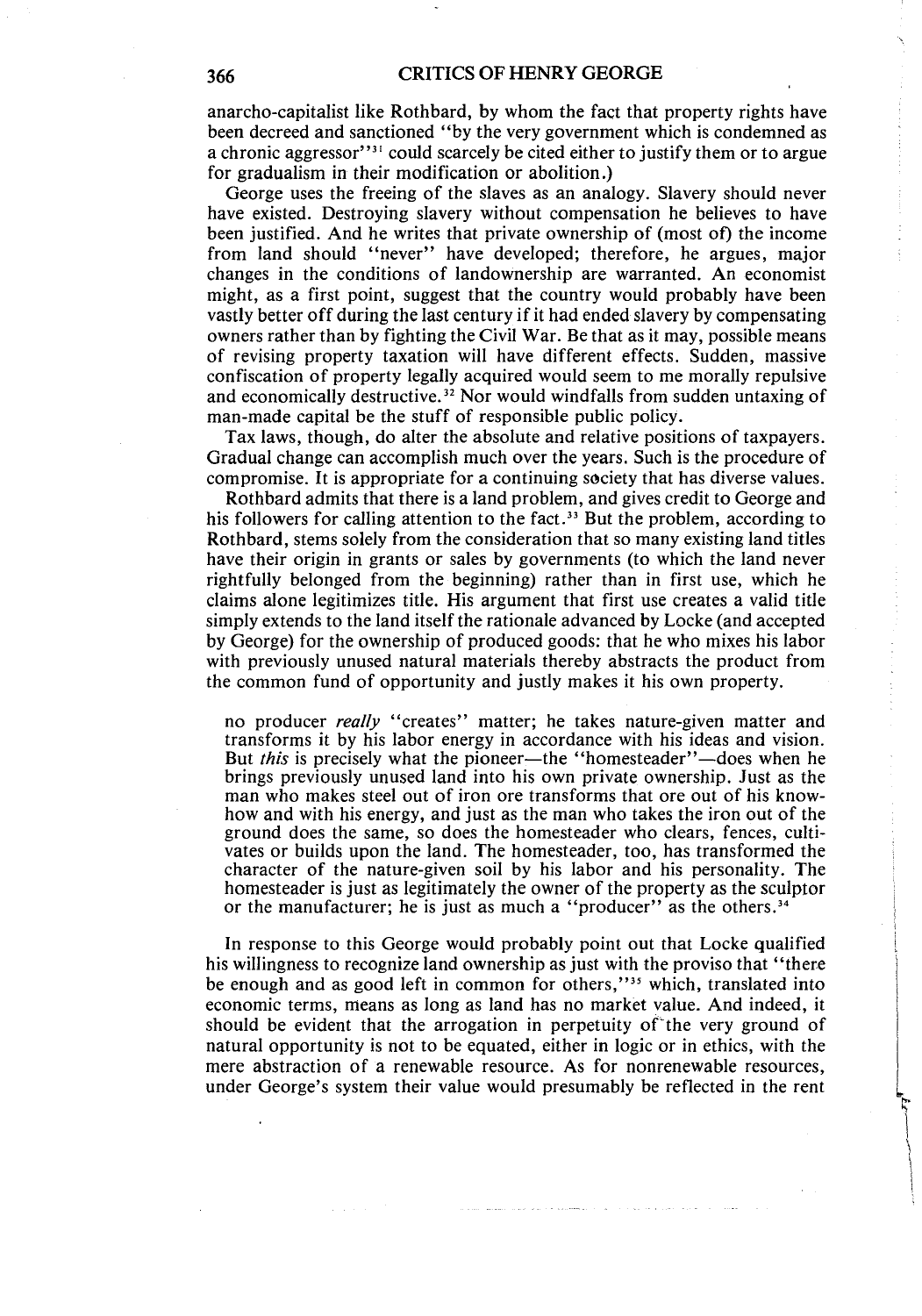anarcho-capitalist like Rothbard, by whom the fact that property rights have been decreed and sanctioned "by the very government which is condemned as a chronic aggressor"[31] could scarcely be cited either to justify them or to argue for gradualism in their modification or abolition.)

George uses the freeing of the slaves as an analogy. Slavery should never have existed. Destroying slavery without compensation he believes to have been justified. And he writes that private ownership of (most of) the income from land should "never" have developed; therefore, he argues, major changes in the conditions of landownership are warranted. An economist might, as a first point, suggest that the country would probably have been vastly better off during the last century if it had ended slavery by compensating owners rather than by fighting the Civil War. Be that as it may, possible means of revising property taxation will have different effects. Sudden, massive confiscation of property legally acquired would seem to me morally repulsive and economically destructive.[32] Nor would windfalls from sudden untaxing of man-made capital be the stuff of responsible public policy.

Tax laws, though, do alter the absolute and relative positions of taxpayers. Gradual change can accomplish much over the years. Such is the procedure of compromise. It is appropriate for a continuing society that has diverse values.

Rothbard admits that there is a land problem, and gives credit to George and his followers for calling attention to the fact.[33] But the problem, according to Rothbard, stems solely from the consideration that so many existing land titles have their origin in grants or sales by governments (to which the land never rightfully belonged from the beginning) rather than in first use, which he claims alone legitimizes title. His argument that first use creates a valid title simply extends to the land itself the rationale advanced by Locke (and accepted by George) for the ownership of produced goods: that he who mixes his labor with previously unused natural materials thereby abstracts the product from the common fund of opportunity and justly makes it his own property.

> no producer *really* "creates" matter; he takes nature-given matter and transforms it by his labor energy in accordance with his ideas and vision. But *this* is precisely what the pioneer—the "homesteader"—does when he brings previously unused land into his own private ownership. Just as the man who makes steel out of iron ore transforms that ore out of his know-how and with his energy, and just as the man who takes the iron out of the ground does the same, so does the homesteader who clears, fences, cultivates or builds upon the land. The homesteader, too, has transformed the character of the nature-given soil by his labor and his personality. The homesteader is just as legitimately the owner of the property as the sculptor or the manufacturer; he is just as much a "producer" as the others.[34]

In response to this George would probably point out that Locke qualified his willingness to recognize land ownership as just with the proviso that "there be enough and as good left in common for others,"[35] which, translated into economic terms, means as long as land has no market value. And indeed, it should be evident that the arrogation in perpetuity of the very ground of natural opportunity is not to be equated, either in logic or in ethics, with the mere abstraction of a renewable resource. As for nonrenewable resources, under George's system their value would presumably be reflected in the rent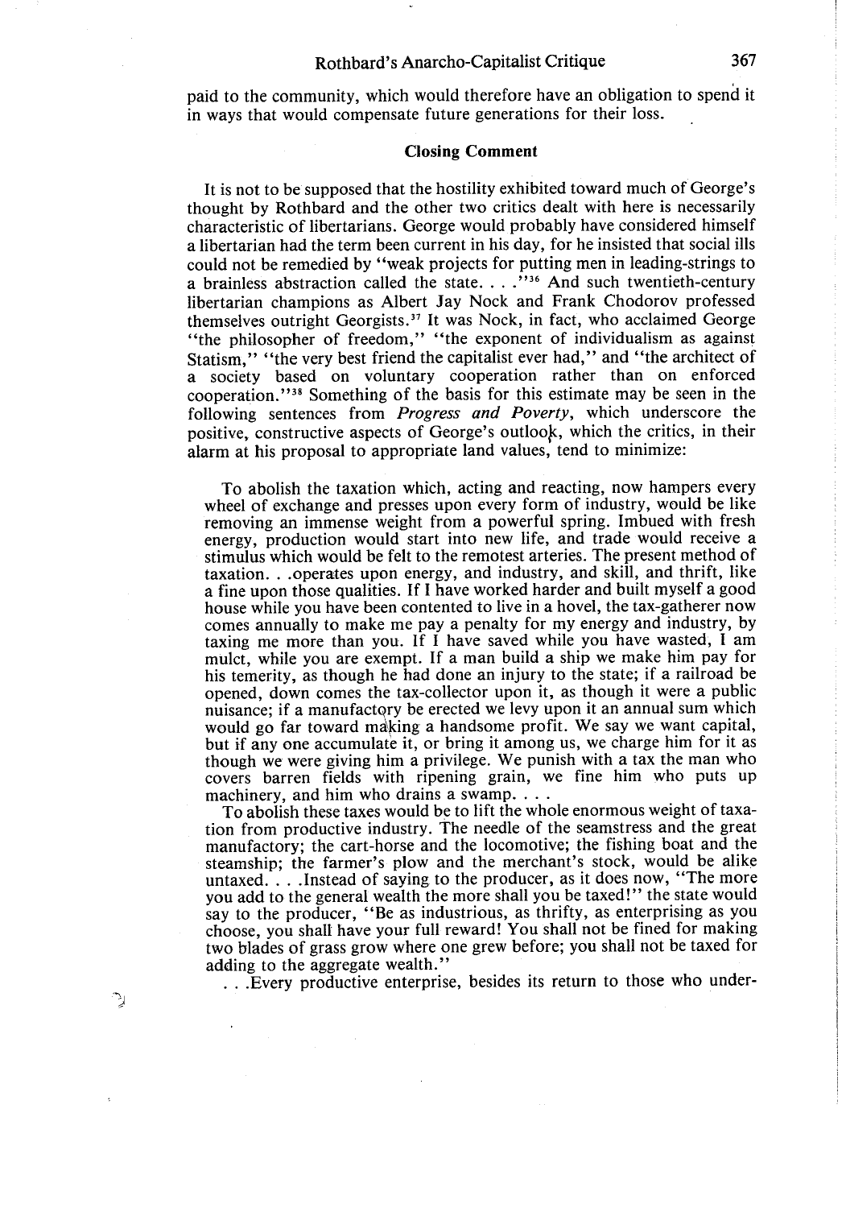paid to the community, which would therefore have an obligation to spend it in ways that would compensate future generations for their loss.

### Closing Comment

It is not to be supposed that the hostility exhibited toward much of George's thought by Rothbard and the other two critics dealt with here is necessarily characteristic of libertarians. George would probably have considered himself a libertarian had the term been current in his day, for he insisted that social ills could not be remedied by "weak projects for putting men in leading-strings to a brainless abstraction called the state. . . ."[36] And such twentieth-century libertarian champions as Albert Jay Nock and Frank Chodorov professed themselves outright Georgists.[37] It was Nock, in fact, who acclaimed George "the philosopher of freedom," "the exponent of individualism as against Statism," "the very best friend the capitalist ever had," and "the architect of a society based on voluntary cooperation rather than on enforced cooperation."[38] Something of the basis for this estimate may be seen in the following sentences from *Progress and Poverty*, which underscore the positive, constructive aspects of George's outlook, which the critics, in their alarm at his proposal to appropriate land values, tend to minimize:

> To abolish the taxation which, acting and reacting, now hampers every wheel of exchange and presses upon every form of industry, would be like removing an immense weight from a powerful spring. Imbued with fresh energy, production would start into new life, and trade would receive a stimulus which would be felt to the remotest arteries. The present method of taxation. . .operates upon energy, and industry, and skill, and thrift, like a fine upon those qualities. If I have worked harder and built myself a good house while you have been contented to live in a hovel, the tax-gatherer now comes annually to make me pay a penalty for my energy and industry, by taxing me more than you. If I have saved while you have wasted, I am mulct, while you are exempt. If a man build a ship we make him pay for his temerity, as though he had done an injury to the state; if a railroad be opened, down comes the tax-collector upon it, as though it were a public nuisance; if a manufactory be erected we levy upon it an annual sum which would go far toward making a handsome profit. We say we want capital, but if any one accumulate it, or bring it among us, we charge him for it as though we were giving him a privilege. We punish with a tax the man who covers barren fields with ripening grain, we fine him who puts up machinery, and him who drains a swamp. . . .
>
> To abolish these taxes would be to lift the whole enormous weight of taxation from productive industry. The needle of the seamstress and the great manufactory; the cart-horse and the locomotive; the fishing boat and the steamship; the farmer's plow and the merchant's stock, would be alike untaxed. . . .Instead of saying to the producer, as it does now, "The more you add to the general wealth the more shall you be taxed!" the state would say to the producer, "Be as industrious, as thrifty, as enterprising as you choose, you shall have your full reward! You shall not be fined for making two blades of grass grow where one grew before; you shall not be taxed for adding to the aggregate wealth."
>
> . . .Every productive enterprise, besides its return to those who under-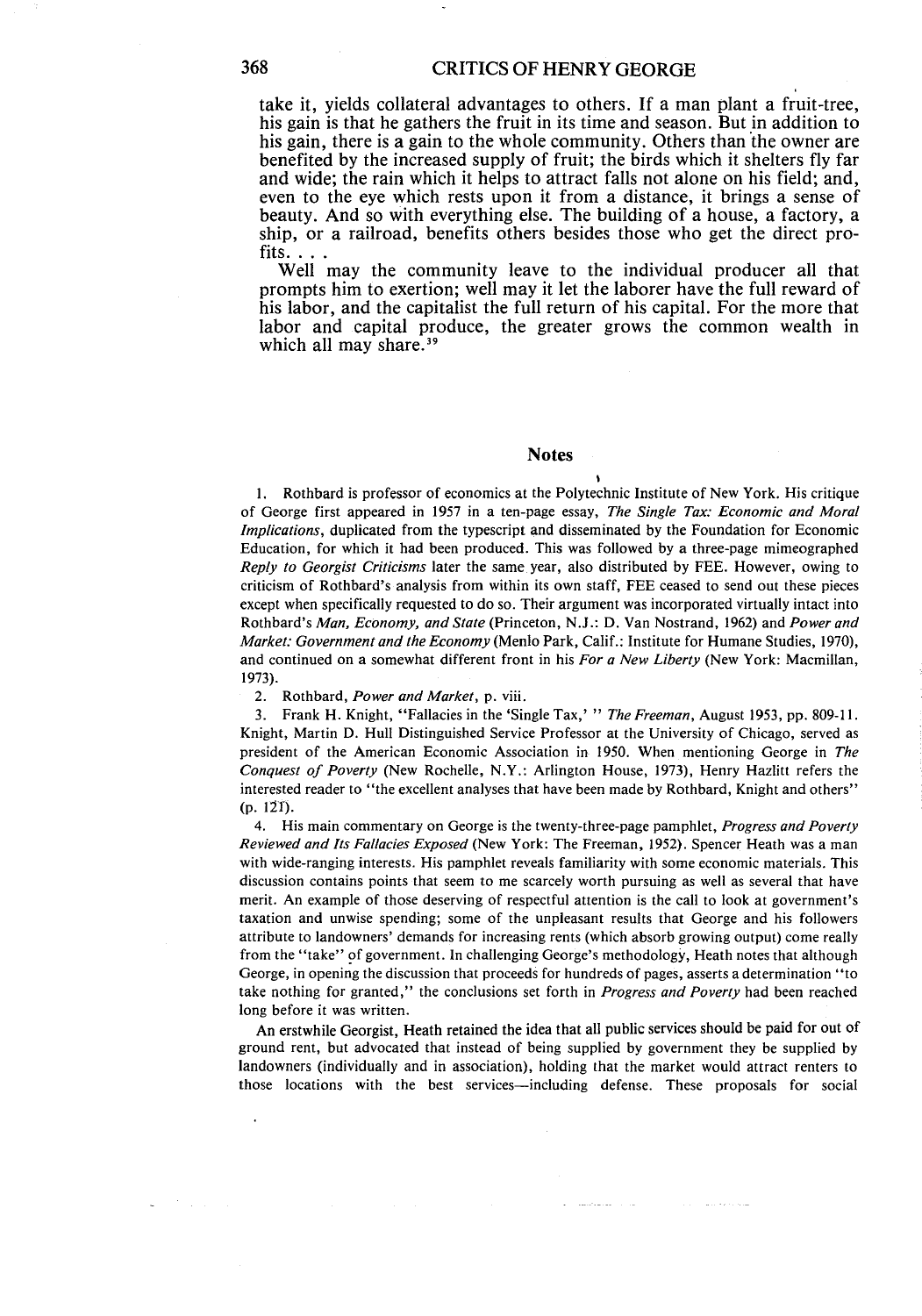take it, yields collateral advantages to others. If a man plant a fruit-tree, his gain is that he gathers the fruit in its time and season. But in addition to his gain, there is a gain to the whole community. Others than the owner are benefited by the increased supply of fruit; the birds which it shelters fly far and wide; the rain which it helps to attract falls not alone on his field; and, even to the eye which rests upon it from a distance, it brings a sense of beauty. And so with everything else. The building of a house, a factory, a ship, or a railroad, benefits others besides those who get the direct profits. . . .

Well may the community leave to the individual producer all that prompts him to exertion; well may it let the laborer have the full reward of his labor, and the capitalist the full return of his capital. For the more that labor and capital produce, the greater grows the common wealth in which all may share.[39]

## Notes

1. Rothbard is professor of economics at the Polytechnic Institute of New York. His critique of George first appeared in 1957 in a ten-page essay, *The Single Tax: Economic and Moral Implications*, duplicated from the typescript and disseminated by the Foundation for Economic Education, for which it had been produced. This was followed by a three-page mimeographed *Reply to Georgist Criticisms* later the same year, also distributed by FEE. However, owing to criticism of Rothbard's analysis from within its own staff, FEE ceased to send out these pieces except when specifically requested to do so. Their argument was incorporated virtually intact into Rothbard's *Man, Economy, and State* (Princeton, N.J.: D. Van Nostrand, 1962) and *Power and Market: Government and the Economy* (Menlo Park, Calif.: Institute for Humane Studies, 1970), and continued on a somewhat different front in his *For a New Liberty* (New York: Macmillan, 1973).

2. Rothbard, *Power and Market*, p. viii.

3. Frank H. Knight, "Fallacies in the 'Single Tax,' " *The Freeman*, August 1953, pp. 809-11. Knight, Martin D. Hull Distinguished Service Professor at the University of Chicago, served as president of the American Economic Association in 1950. When mentioning George in *The Conquest of Poverty* (New Rochelle, N.Y.: Arlington House, 1973), Henry Hazlitt refers the interested reader to "the excellent analyses that have been made by Rothbard, Knight and others" (p. 121).

4. His main commentary on George is the twenty-three-page pamphlet, *Progress and Poverty Reviewed and Its Fallacies Exposed* (New York: The Freeman, 1952). Spencer Heath was a man with wide-ranging interests. His pamphlet reveals familiarity with some economic materials. This discussion contains points that seem to me scarcely worth pursuing as well as several that have merit. An example of those deserving of respectful attention is the call to look at government's taxation and unwise spending; some of the unpleasant results that George and his followers attribute to landowners' demands for increasing rents (which absorb growing output) come really from the "take" of government. In challenging George's methodology, Heath notes that although George, in opening the discussion that proceeds for hundreds of pages, asserts a determination "to take nothing for granted," the conclusions set forth in *Progress and Poverty* had been reached long before it was written.

An erstwhile Georgist, Heath retained the idea that all public services should be paid for out of ground rent, but advocated that instead of being supplied by government they be supplied by landowners (individually and in association), holding that the market would attract renters to those locations with the best services—including defense. These proposals for social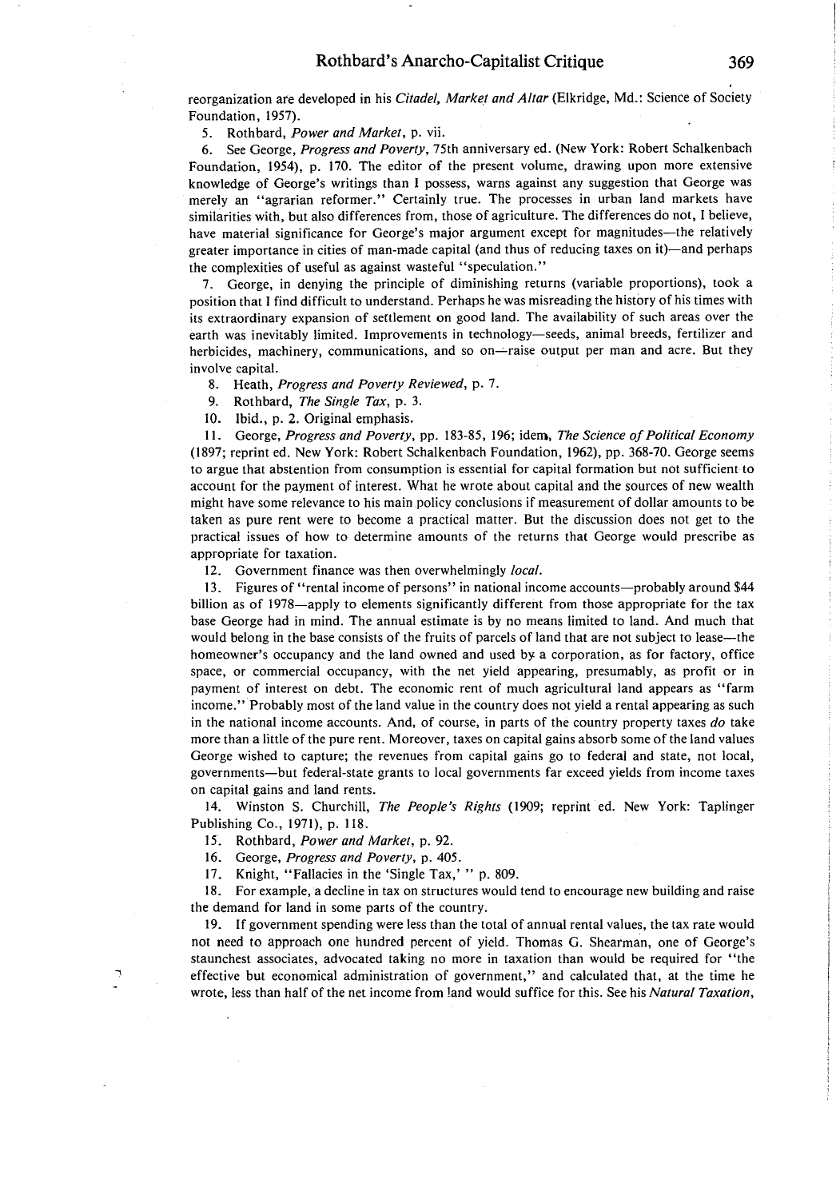reorganization are developed in his *Citadel, Market and Altar* (Elkridge, Md.: Science of Society Foundation, 1957).

5. Rothbard, *Power and Market*, p. vii.

6. See George, *Progress and Poverty*, 75th anniversary ed. (New York: Robert Schalkenbach Foundation, 1954), p. 170. The editor of the present volume, drawing upon more extensive knowledge of George's writings than I possess, warns against any suggestion that George was merely an "agrarian reformer." Certainly true. The processes in urban land markets have similarities with, but also differences from, those of agriculture. The differences do not, I believe, have material significance for George's major argument except for magnitudes—the relatively greater importance in cities of man-made capital (and thus of reducing taxes on it)—and perhaps the complexities of useful as against wasteful "speculation."

7. George, in denying the principle of diminishing returns (variable proportions), took a position that I find difficult to understand. Perhaps he was misreading the history of his times with its extraordinary expansion of settlement on good land. The availability of such areas over the earth was inevitably limited. Improvements in technology—seeds, animal breeds, fertilizer and herbicides, machinery, communications, and so on—raise output per man and acre. But they involve capital.

8. Heath, *Progress and Poverty Reviewed*, p. 7.

9. Rothbard, *The Single Tax*, p. 3.

10. Ibid., p. 2. Original emphasis.

11. George, *Progress and Poverty*, pp. 183-85, 196; idem, *The Science of Political Economy* (1897; reprint ed. New York: Robert Schalkenbach Foundation, 1962), pp. 368-70. George seems to argue that abstention from consumption is essential for capital formation but not sufficient to account for the payment of interest. What he wrote about capital and the sources of new wealth might have some relevance to his main policy conclusions if measurement of dollar amounts to be taken as pure rent were to become a practical matter. But the discussion does not get to the practical issues of how to determine amounts of the returns that George would prescribe as appropriate for taxation.

12. Government finance was then overwhelmingly *local*.

13. Figures of "rental income of persons" in national income accounts—probably around $44 billion as of 1978—apply to elements significantly different from those appropriate for the tax base George had in mind. The annual estimate is by no means limited to land. And much that would belong in the base consists of the fruits of parcels of land that are not subject to lease—the homeowner's occupancy and the land owned and used by a corporation, as for factory, office space, or commercial occupancy, with the net yield appearing, presumably, as profit or in payment of interest on debt. The economic rent of much agricultural land appears as "farm income." Probably most of the land value in the country does not yield a rental appearing as such in the national income accounts. And, of course, in parts of the country property taxes *do* take more than a little of the pure rent. Moreover, taxes on capital gains absorb some of the land values George wished to capture; the revenues from capital gains go to federal and state, not local, governments—but federal-state grants to local governments far exceed yields from income taxes on capital gains and land rents.

14. Winston S. Churchill, *The People's Rights* (1909; reprint ed. New York: Taplinger Publishing Co., 1971), p. 118.

15. Rothbard, *Power and Market*, p. 92.

16. George, *Progress and Poverty*, p. 405.

17. Knight, "Fallacies in the 'Single Tax,' " p. 809.

18. For example, a decline in tax on structures would tend to encourage new building and raise the demand for land in some parts of the country.

19. If government spending were less than the total of annual rental values, the tax rate would not need to approach one hundred percent of yield. Thomas G. Shearman, one of George's staunchest associates, advocated taking no more in taxation than would be required for "the effective but economical administration of government," and calculated that, at the time he wrote, less than half of the net income from land would suffice for this. See his *Natural Taxation*,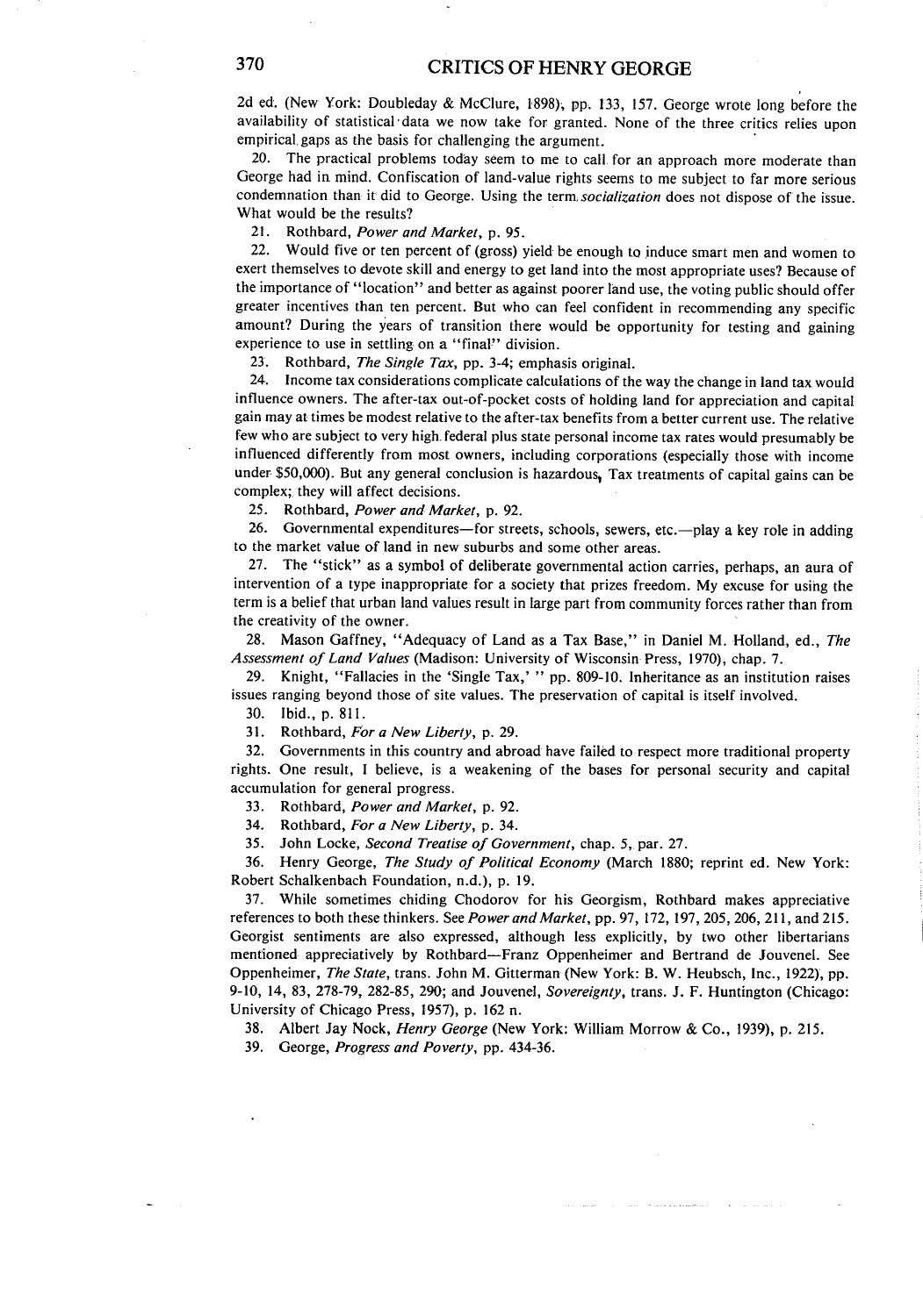2d ed. (New York: Doubleday & McClure, 1898), pp. 133, 157. George wrote long before the availability of statistical data we now take for granted. None of the three critics relies upon empirical gaps as the basis for challenging the argument.

20. The practical problems today seem to me to call for an approach more moderate than George had in mind. Confiscation of land-value rights seems to me subject to far more serious condemnation than it did to George. Using the term *socialization* does not dispose of the issue. What would be the results?

21. Rothbard, *Power and Market*, p. 95.

22. Would five or ten percent of (gross) yield be enough to induce smart men and women to exert themselves to devote skill and energy to get land into the most appropriate uses? Because of the importance of "location" and better as against poorer land use, the voting public should offer greater incentives than ten percent. But who can feel confident in recommending any specific amount? During the years of transition there would be opportunity for testing and gaining experience to use in settling on a "final" division.

23. Rothbard, *The Single Tax*, pp. 3-4; emphasis original.

24. Income tax considerations complicate calculations of the way the change in land tax would influence owners. The after-tax out-of-pocket costs of holding land for appreciation and capital gain may at times be modest relative to the after-tax benefits from a better current use. The relative few who are subject to very high federal plus state personal income tax rates would presumably be influenced differently from most owners, including corporations (especially those with income under $50,000). But any general conclusion is hazardous. Tax treatments of capital gains can be complex; they will affect decisions.

25. Rothbard, *Power and Market*, p. 92.

26. Governmental expenditures—for streets, schools, sewers, etc.—play a key role in adding to the market value of land in new suburbs and some other areas.

27. The "stick" as a symbol of deliberate governmental action carries, perhaps, an aura of intervention of a type inappropriate for a society that prizes freedom. My excuse for using the term is a belief that urban land values result in large part from community forces rather than from the creativity of the owner.

28. Mason Gaffney, "Adequacy of Land as a Tax Base," in Daniel M. Holland, ed., *The Assessment of Land Values* (Madison: University of Wisconsin Press, 1970), chap. 7.

29. Knight, "Fallacies in the 'Single Tax,' " pp. 809-10. Inheritance as an institution raises issues ranging beyond those of site values. The preservation of capital is itself involved.

30. Ibid., p. 811.

31. Rothbard, *For a New Liberty*, p. 29.

32. Governments in this country and abroad have failed to respect more traditional property rights. One result, I believe, is a weakening of the bases for personal security and capital accumulation for general progress.

33. Rothbard, *Power and Market*, p. 92.

34. Rothbard, *For a New Liberty*, p. 34.

35. John Locke, *Second Treatise of Government*, chap. 5, par. 27.

36. Henry George, *The Study of Political Economy* (March 1880; reprint ed. New York: Robert Schalkenbach Foundation, n.d.), p. 19.

37. While sometimes chiding Chodorov for his Georgism, Rothbard makes appreciative references to both these thinkers. See *Power and Market*, pp. 97, 172, 197, 205, 206, 211, and 215. Georgist sentiments are also expressed, although less explicitly, by two other libertarians mentioned appreciatively by Rothbard—Franz Oppenheimer and Bertrand de Jouvenel. See Oppenheimer, *The State*, trans. John M. Gitterman (New York: B. W. Heubsch, Inc., 1922), pp. 9-10, 14, 83, 278-79, 282-85, 290; and Jouvenel, *Sovereignty*, trans. J. F. Huntington (Chicago: University of Chicago Press, 1957), p. 162 n.

38. Albert Jay Nock, *Henry George* (New York: William Morrow & Co., 1939), p. 215.

39. George, *Progress and Poverty*, pp. 434-36.